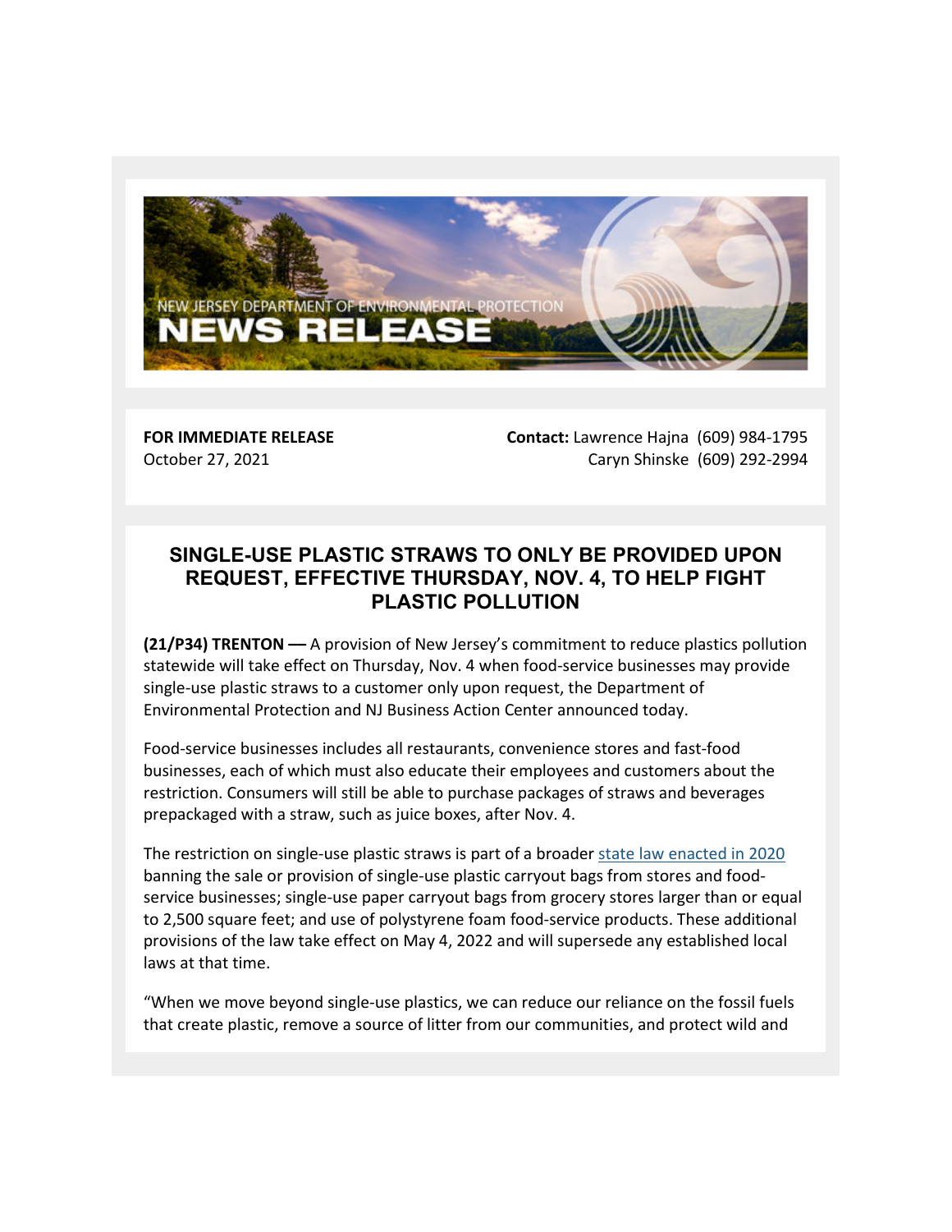NEW JERSEY DEPARTMENT OF ENVIRONMENTAL PROTECTION
**NEWS RELEASE**

**FOR IMMEDIATE RELEASE**
October 27, 2021

**Contact:** Lawrence Hajna (609) 984-1795
Caryn Shinske (609) 292-2994

## SINGLE-USE PLASTIC STRAWS TO ONLY BE PROVIDED UPON REQUEST, EFFECTIVE THURSDAY, NOV. 4, TO HELP FIGHT PLASTIC POLLUTION

**(21/P34) TRENTON —** A provision of New Jersey's commitment to reduce plastics pollution statewide will take effect on Thursday, Nov. 4 when food-service businesses may provide single-use plastic straws to a customer only upon request, the Department of Environmental Protection and NJ Business Action Center announced today.

Food-service businesses includes all restaurants, convenience stores and fast-food businesses, each of which must also educate their employees and customers about the restriction. Consumers will still be able to purchase packages of straws and beverages prepackaged with a straw, such as juice boxes, after Nov. 4.

The restriction on single-use plastic straws is part of a broader state law enacted in 2020 banning the sale or provision of single-use plastic carryout bags from stores and food-service businesses; single-use paper carryout bags from grocery stores larger than or equal to 2,500 square feet; and use of polystyrene foam food-service products. These additional provisions of the law take effect on May 4, 2022 and will supersede any established local laws at that time.

"When we move beyond single-use plastics, we can reduce our reliance on the fossil fuels that create plastic, remove a source of litter from our communities, and protect wild and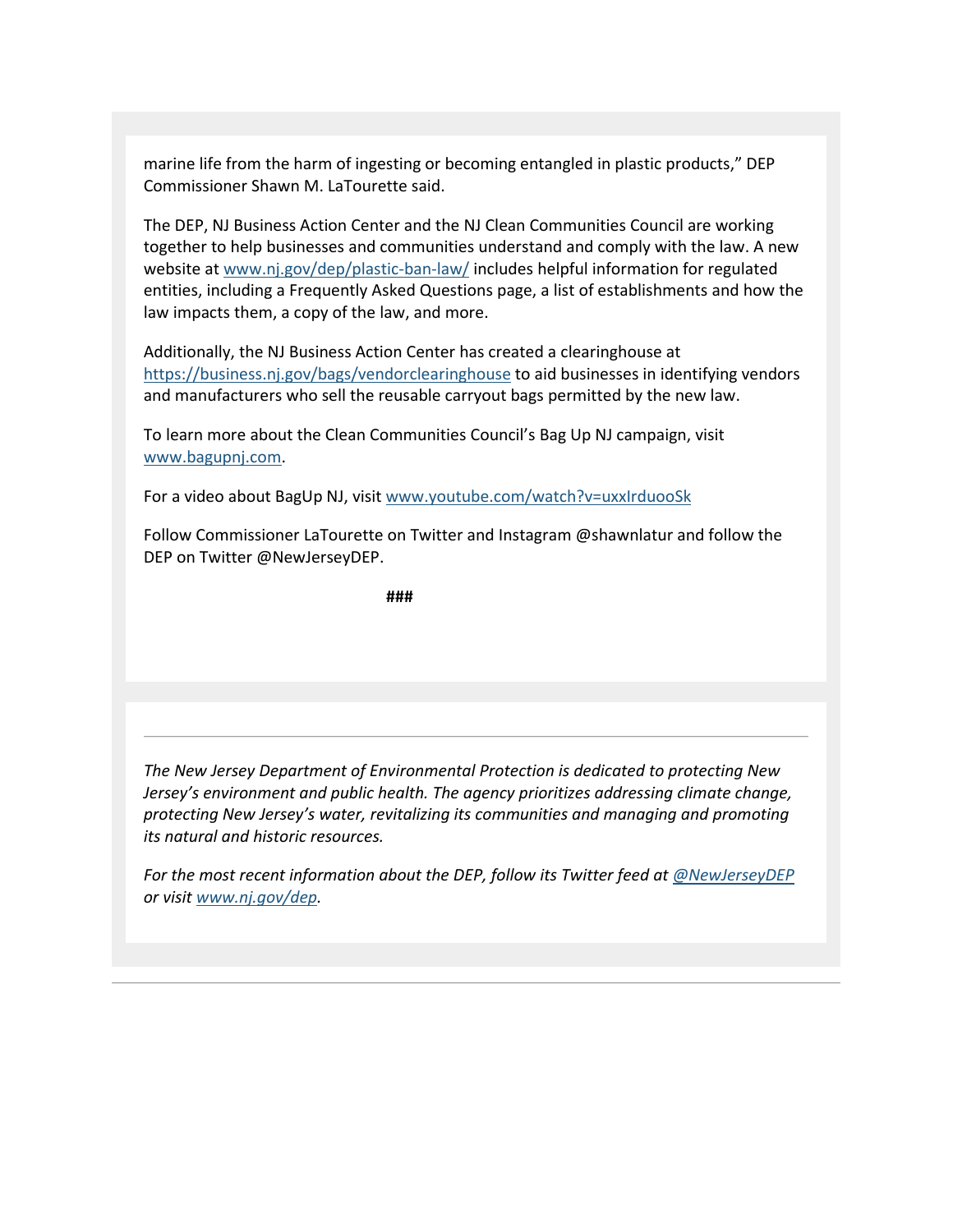marine life from the harm of ingesting or becoming entangled in plastic products," DEP Commissioner Shawn M. LaTourette said.

The DEP, NJ Business Action Center and the NJ Clean Communities Council are working together to help businesses and communities understand and comply with the law. A new website at [www.nj.gov/dep/plastic-ban-law/](www.nj.gov/dep/plastic-ban-law/) includes helpful information for regulated entities, including a Frequently Asked Questions page, a list of establishments and how the law impacts them, a copy of the law, and more.

Additionally, the NJ Business Action Center has created a clearinghouse at [https://business.nj.gov/bags/vendorclearinghouse](https://business.nj.gov/bags/vendorclearinghouse) to aid businesses in identifying vendors and manufacturers who sell the reusable carryout bags permitted by the new law.

To learn more about the Clean Communities Council's Bag Up NJ campaign, visit [www.bagupnj.com](www.bagupnj.com).

For a video about BagUp NJ, visit [www.youtube.com/watch?v=uxxIrduooSk](www.youtube.com/watch?v=uxxIrduooSk)

Follow Commissioner LaTourette on Twitter and Instagram @shawnlatur and follow the DEP on Twitter @NewJerseyDEP.

**###**

---

*The New Jersey Department of Environmental Protection is dedicated to protecting New Jersey's environment and public health. The agency prioritizes addressing climate change, protecting New Jersey's water, revitalizing its communities and managing and promoting its natural and historic resources.*

*For the most recent information about the DEP, follow its Twitter feed at [@NewJerseyDEP](@NewJerseyDEP) or visit [www.nj.gov/dep](www.nj.gov/dep).*